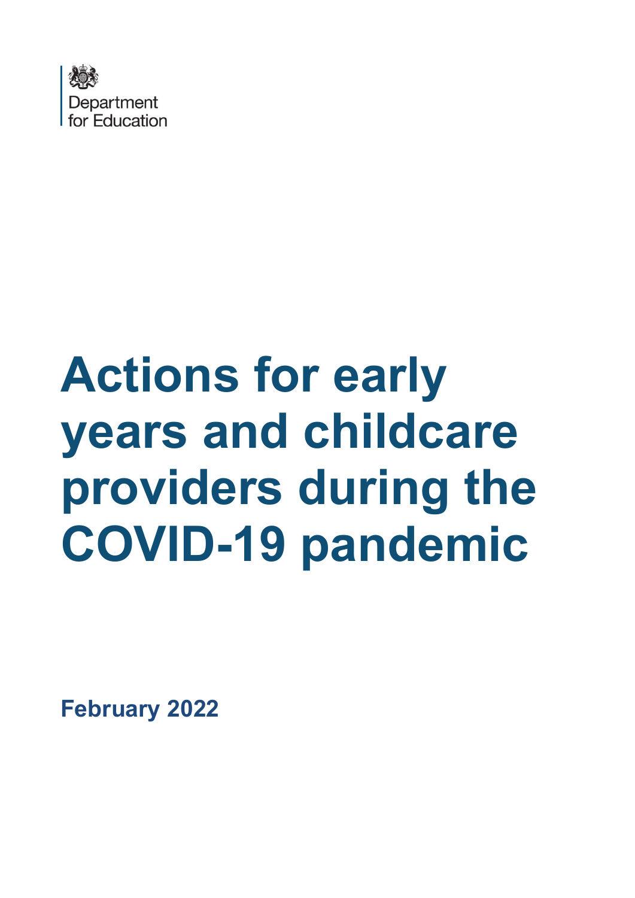Department for Education

# Actions for early years and childcare providers during the COVID-19 pandemic

**February 2022**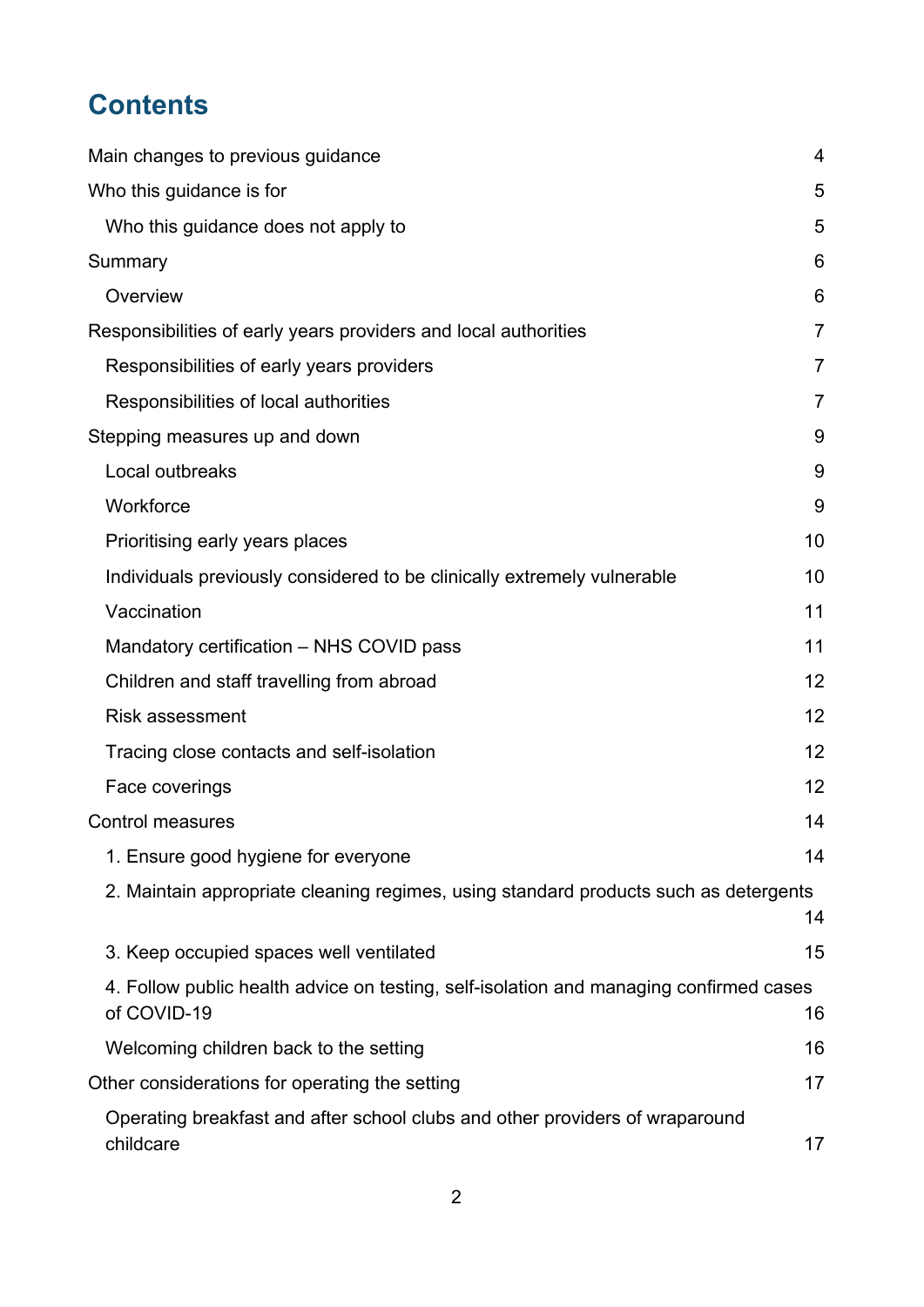# Contents

Main changes to previous guidance 4

Who this guidance is for 5

- Who this guidance does not apply to 5

Summary 6

- Overview 6

Responsibilities of early years providers and local authorities 7

- Responsibilities of early years providers 7
- Responsibilities of local authorities 7

Stepping measures up and down 9

- Local outbreaks 9
- Workforce 9
- Prioritising early years places 10
- Individuals previously considered to be clinically extremely vulnerable 10
- Vaccination 11
- Mandatory certification – NHS COVID pass 11
- Children and staff travelling from abroad 12
- Risk assessment 12
- Tracing close contacts and self-isolation 12
- Face coverings 12

Control measures 14

- 1. Ensure good hygiene for everyone 14
- 2. Maintain appropriate cleaning regimes, using standard products such as detergents 14
- 3. Keep occupied spaces well ventilated 15
- 4. Follow public health advice on testing, self-isolation and managing confirmed cases of COVID-19 16
- Welcoming children back to the setting 16

Other considerations for operating the setting 17

- Operating breakfast and after school clubs and other providers of wraparound childcare 17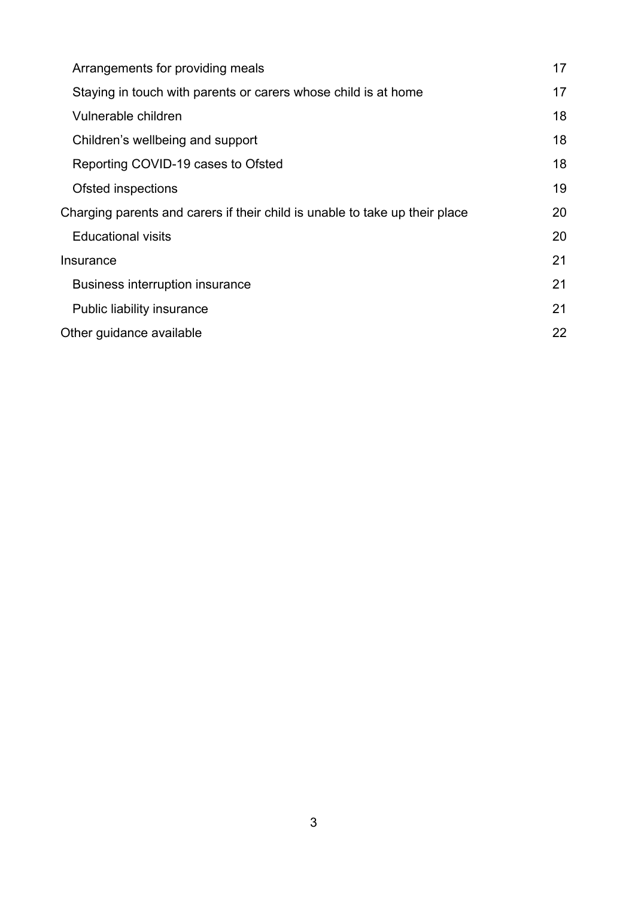- Arrangements for providing meals 17
- Staying in touch with parents or carers whose child is at home 17
- Vulnerable children 18
- Children's wellbeing and support 18
- Reporting COVID-19 cases to Ofsted 18
- Ofsted inspections 19

Charging parents and carers if their child is unable to take up their place 20

- Educational visits 20

Insurance 21

- Business interruption insurance 21
- Public liability insurance 21

Other guidance available 22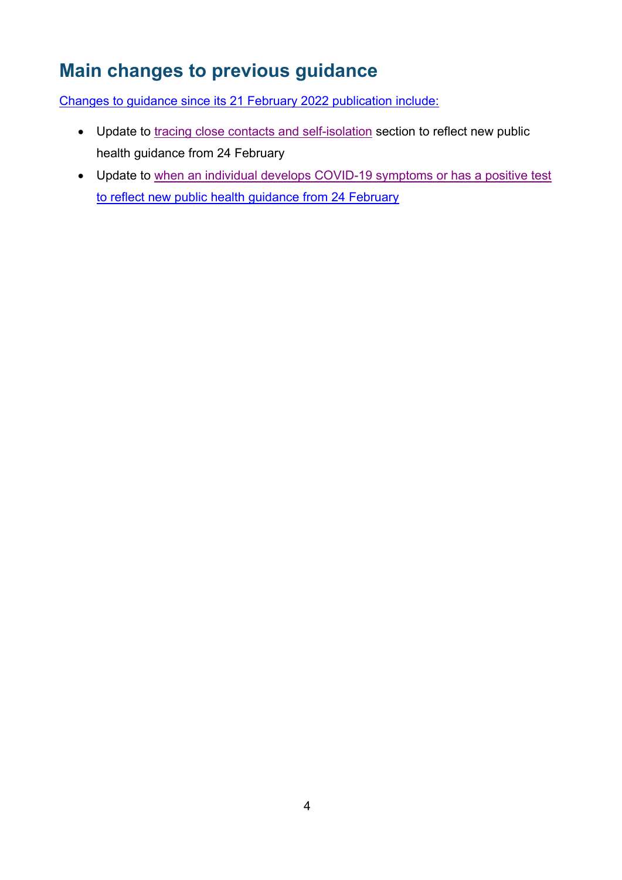## Main changes to previous guidance

Changes to guidance since its 21 February 2022 publication include:

- Update to tracing close contacts and self-isolation section to reflect new public health guidance from 24 February
- Update to when an individual develops COVID-19 symptoms or has a positive test to reflect new public health guidance from 24 February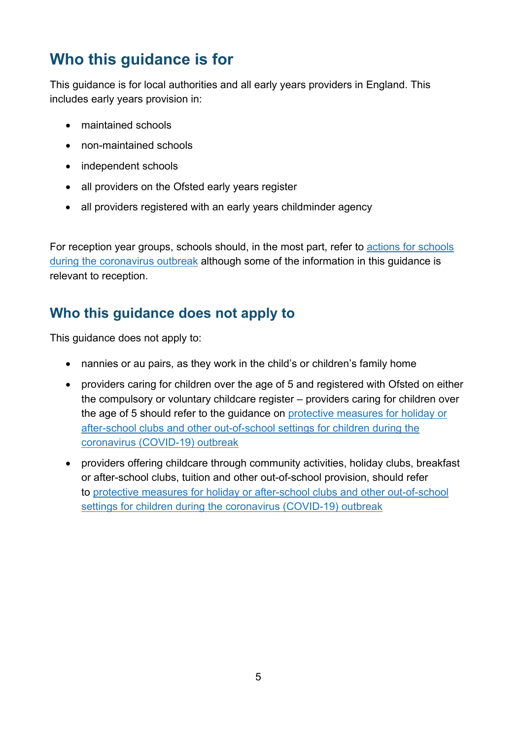## Who this guidance is for

This guidance is for local authorities and all early years providers in England. This includes early years provision in:

- maintained schools
- non-maintained schools
- independent schools
- all providers on the Ofsted early years register
- all providers registered with an early years childminder agency

For reception year groups, schools should, in the most part, refer to [actions for schools during the coronavirus outbreak]() although some of the information in this guidance is relevant to reception.

## Who this guidance does not apply to

This guidance does not apply to:

- nannies or au pairs, as they work in the child's or children's family home
- providers caring for children over the age of 5 and registered with Ofsted on either the compulsory or voluntary childcare register – providers caring for children over the age of 5 should refer to the guidance on [protective measures for holiday or after-school clubs and other out-of-school settings for children during the coronavirus (COVID-19) outbreak]()
- providers offering childcare through community activities, holiday clubs, breakfast or after-school clubs, tuition and other out-of-school provision, should refer to [protective measures for holiday or after-school clubs and other out-of-school settings for children during the coronavirus (COVID-19) outbreak]()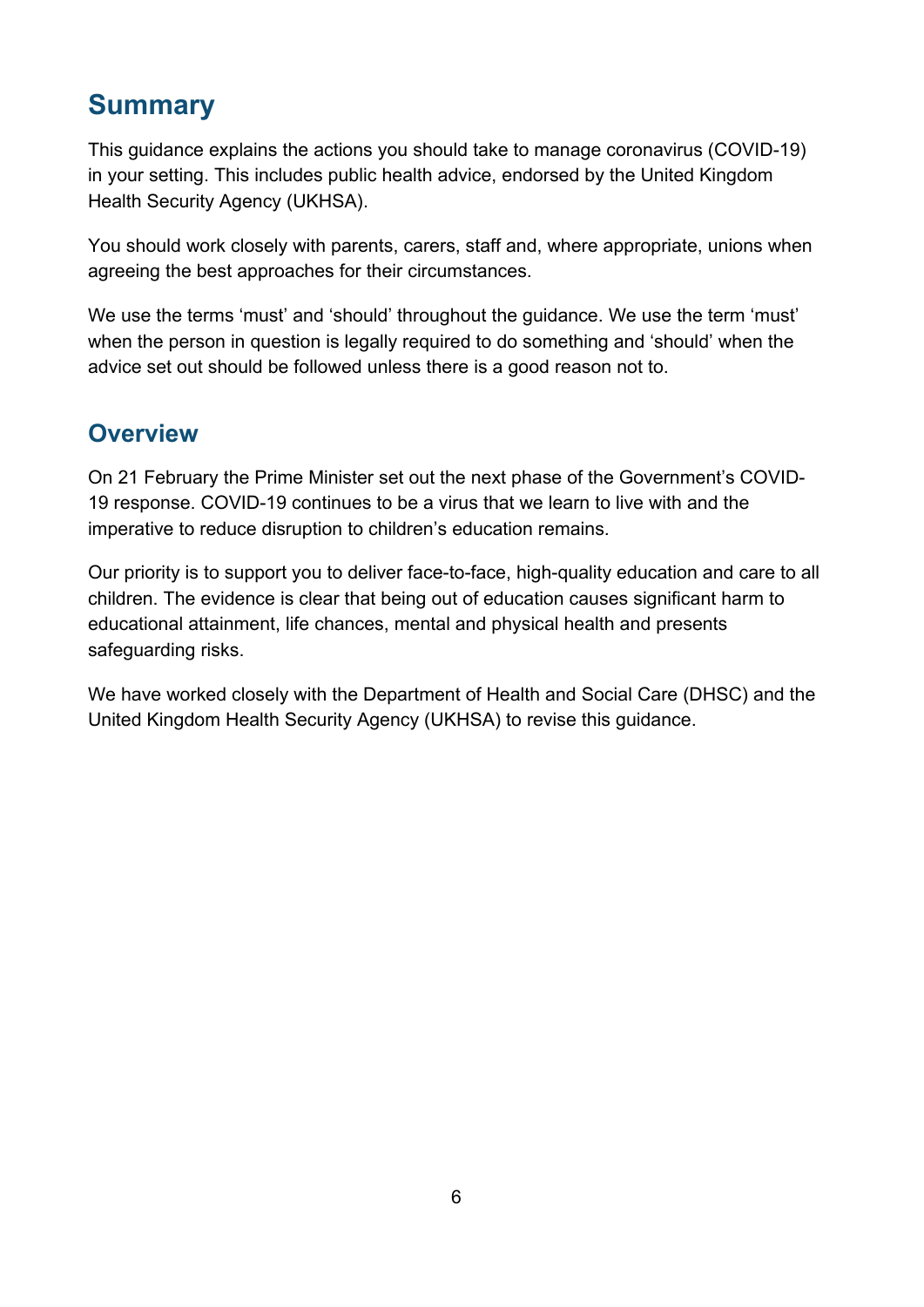## Summary

This guidance explains the actions you should take to manage coronavirus (COVID-19) in your setting. This includes public health advice, endorsed by the United Kingdom Health Security Agency (UKHSA).

You should work closely with parents, carers, staff and, where appropriate, unions when agreeing the best approaches for their circumstances.

We use the terms 'must' and 'should' throughout the guidance. We use the term 'must' when the person in question is legally required to do something and 'should' when the advice set out should be followed unless there is a good reason not to.

## Overview

On 21 February the Prime Minister set out the next phase of the Government's COVID-19 response. COVID-19 continues to be a virus that we learn to live with and the imperative to reduce disruption to children's education remains.

Our priority is to support you to deliver face-to-face, high-quality education and care to all children. The evidence is clear that being out of education causes significant harm to educational attainment, life chances, mental and physical health and presents safeguarding risks.

We have worked closely with the Department of Health and Social Care (DHSC) and the United Kingdom Health Security Agency (UKHSA) to revise this guidance.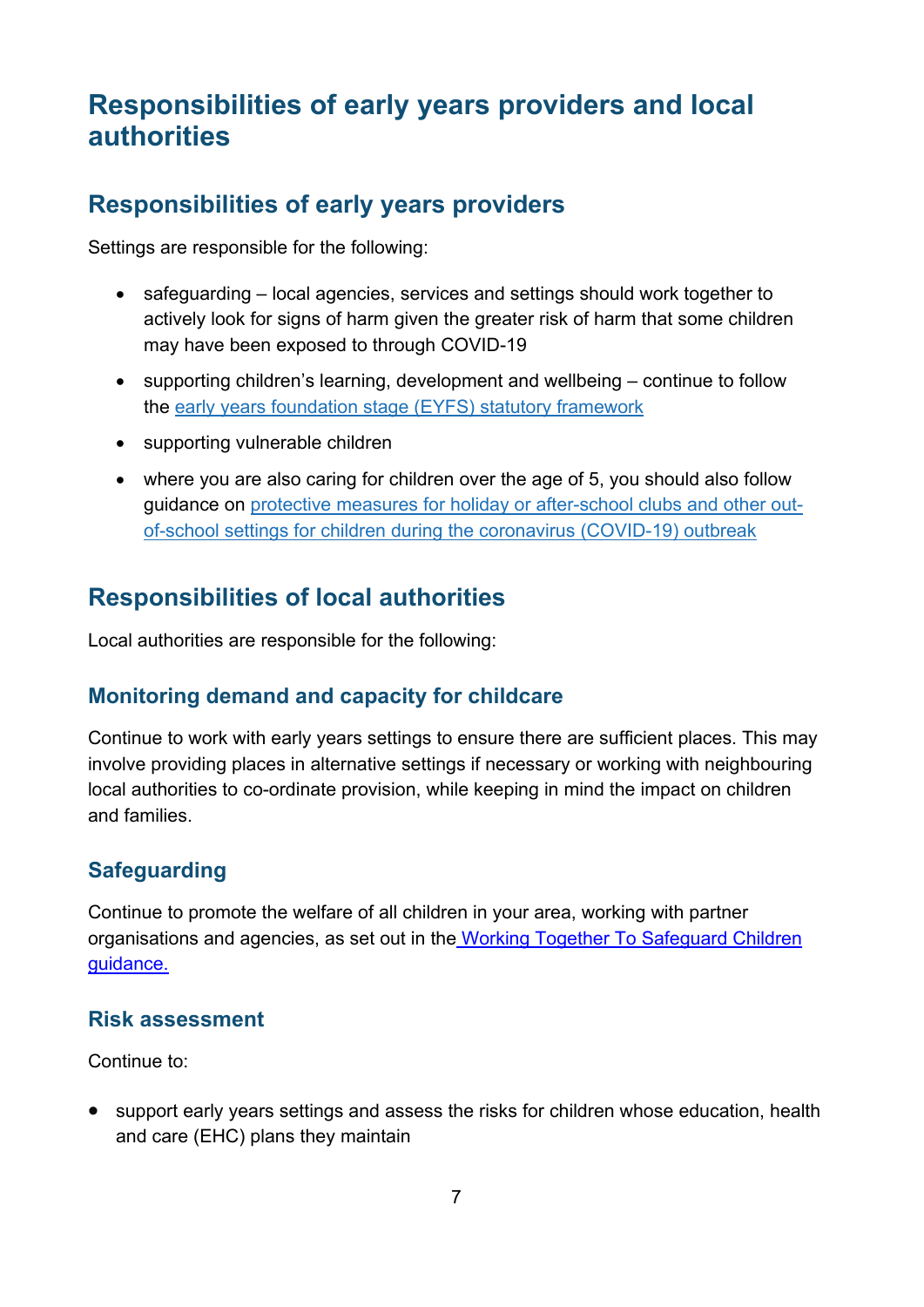# Responsibilities of early years providers and local authorities

## Responsibilities of early years providers

Settings are responsible for the following:

- safeguarding – local agencies, services and settings should work together to actively look for signs of harm given the greater risk of harm that some children may have been exposed to through COVID-19
- supporting children's learning, development and wellbeing – continue to follow the early years foundation stage (EYFS) statutory framework
- supporting vulnerable children
- where you are also caring for children over the age of 5, you should also follow guidance on protective measures for holiday or after-school clubs and other out-of-school settings for children during the coronavirus (COVID-19) outbreak

## Responsibilities of local authorities

Local authorities are responsible for the following:

### Monitoring demand and capacity for childcare

Continue to work with early years settings to ensure there are sufficient places. This may involve providing places in alternative settings if necessary or working with neighbouring local authorities to co-ordinate provision, while keeping in mind the impact on children and families.

### Safeguarding

Continue to promote the welfare of all children in your area, working with partner organisations and agencies, as set out in the Working Together To Safeguard Children guidance.

### Risk assessment

Continue to:

- support early years settings and assess the risks for children whose education, health and care (EHC) plans they maintain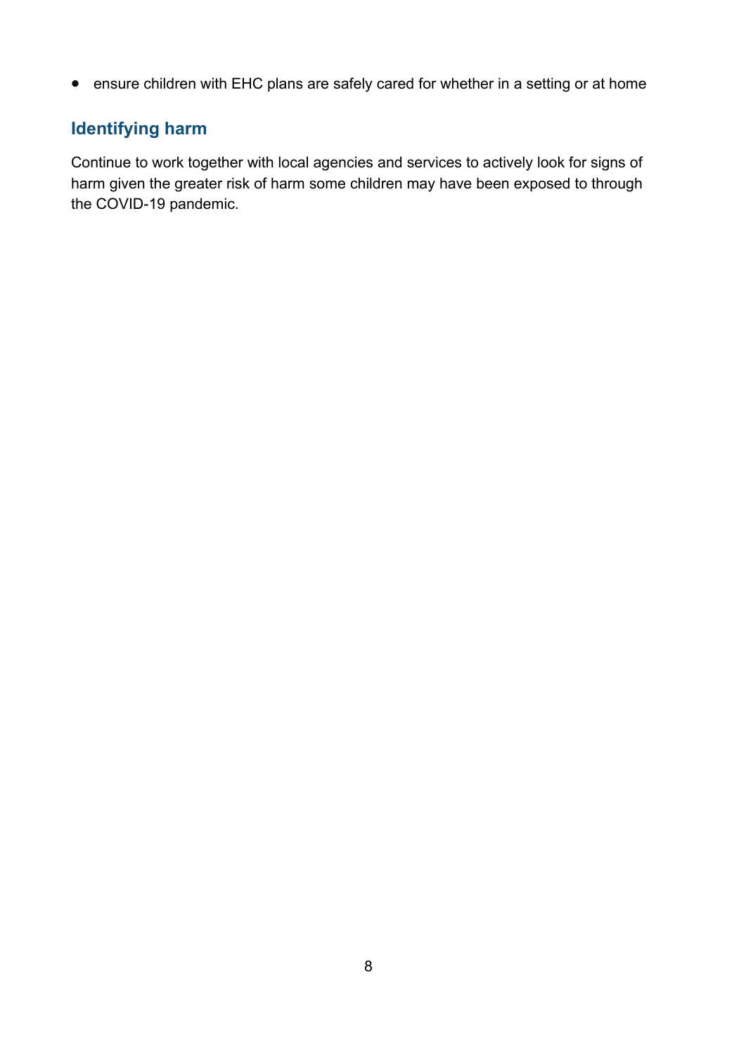- ensure children with EHC plans are safely cared for whether in a setting or at home

## Identifying harm

Continue to work together with local agencies and services to actively look for signs of harm given the greater risk of harm some children may have been exposed to through the COVID-19 pandemic.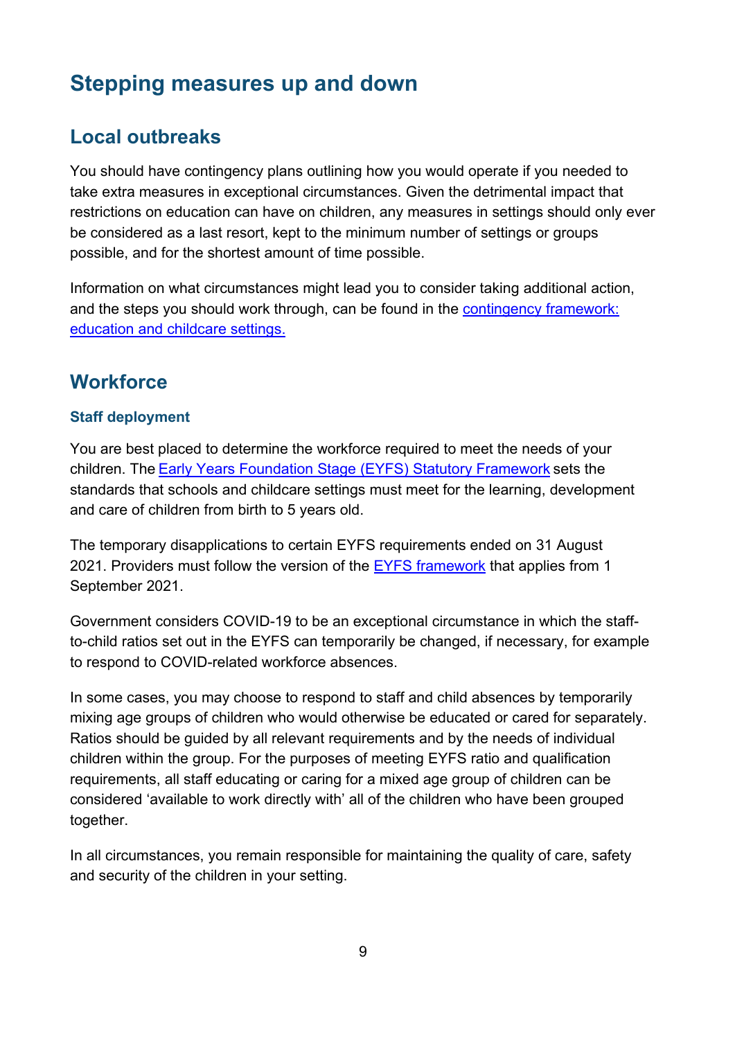## Stepping measures up and down

### Local outbreaks

You should have contingency plans outlining how you would operate if you needed to take extra measures in exceptional circumstances. Given the detrimental impact that restrictions on education can have on children, any measures in settings should only ever be considered as a last resort, kept to the minimum number of settings or groups possible, and for the shortest amount of time possible.

Information on what circumstances might lead you to consider taking additional action, and the steps you should work through, can be found in the contingency framework: education and childcare settings.

### Workforce

#### Staff deployment

You are best placed to determine the workforce required to meet the needs of your children. The Early Years Foundation Stage (EYFS) Statutory Framework sets the standards that schools and childcare settings must meet for the learning, development and care of children from birth to 5 years old.

The temporary disapplications to certain EYFS requirements ended on 31 August 2021. Providers must follow the version of the EYFS framework that applies from 1 September 2021.

Government considers COVID-19 to be an exceptional circumstance in which the staff-to-child ratios set out in the EYFS can temporarily be changed, if necessary, for example to respond to COVID-related workforce absences.

In some cases, you may choose to respond to staff and child absences by temporarily mixing age groups of children who would otherwise be educated or cared for separately. Ratios should be guided by all relevant requirements and by the needs of individual children within the group. For the purposes of meeting EYFS ratio and qualification requirements, all staff educating or caring for a mixed age group of children can be considered 'available to work directly with' all of the children who have been grouped together.

In all circumstances, you remain responsible for maintaining the quality of care, safety and security of the children in your setting.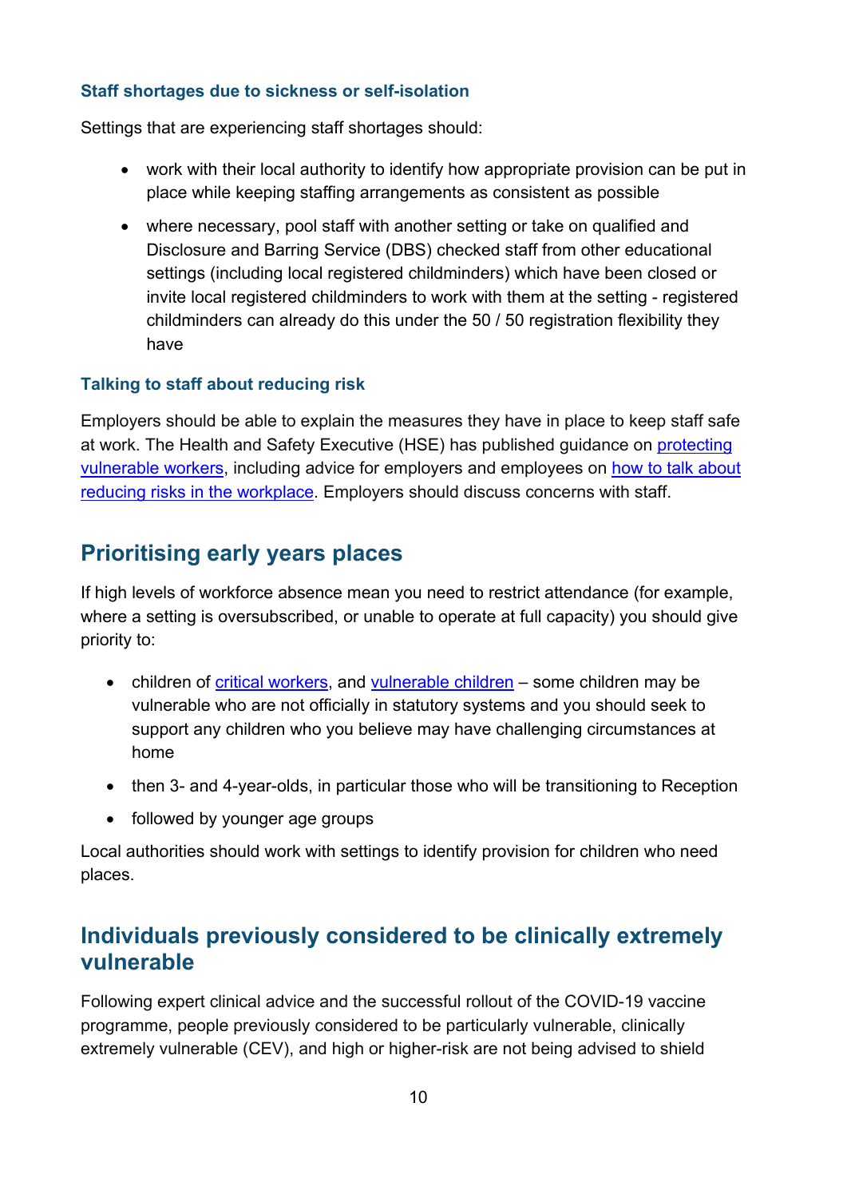### Staff shortages due to sickness or self-isolation

Settings that are experiencing staff shortages should:

- work with their local authority to identify how appropriate provision can be put in place while keeping staffing arrangements as consistent as possible
- where necessary, pool staff with another setting or take on qualified and Disclosure and Barring Service (DBS) checked staff from other educational settings (including local registered childminders) which have been closed or invite local registered childminders to work with them at the setting - registered childminders can already do this under the 50 / 50 registration flexibility they have

### Talking to staff about reducing risk

Employers should be able to explain the measures they have in place to keep staff safe at work. The Health and Safety Executive (HSE) has published guidance on protecting vulnerable workers, including advice for employers and employees on how to talk about reducing risks in the workplace. Employers should discuss concerns with staff.

## Prioritising early years places

If high levels of workforce absence mean you need to restrict attendance (for example, where a setting is oversubscribed, or unable to operate at full capacity) you should give priority to:

- children of critical workers, and vulnerable children – some children may be vulnerable who are not officially in statutory systems and you should seek to support any children who you believe may have challenging circumstances at home
- then 3- and 4-year-olds, in particular those who will be transitioning to Reception
- followed by younger age groups

Local authorities should work with settings to identify provision for children who need places.

## Individuals previously considered to be clinically extremely vulnerable

Following expert clinical advice and the successful rollout of the COVID-19 vaccine programme, people previously considered to be particularly vulnerable, clinically extremely vulnerable (CEV), and high or higher-risk are not being advised to shield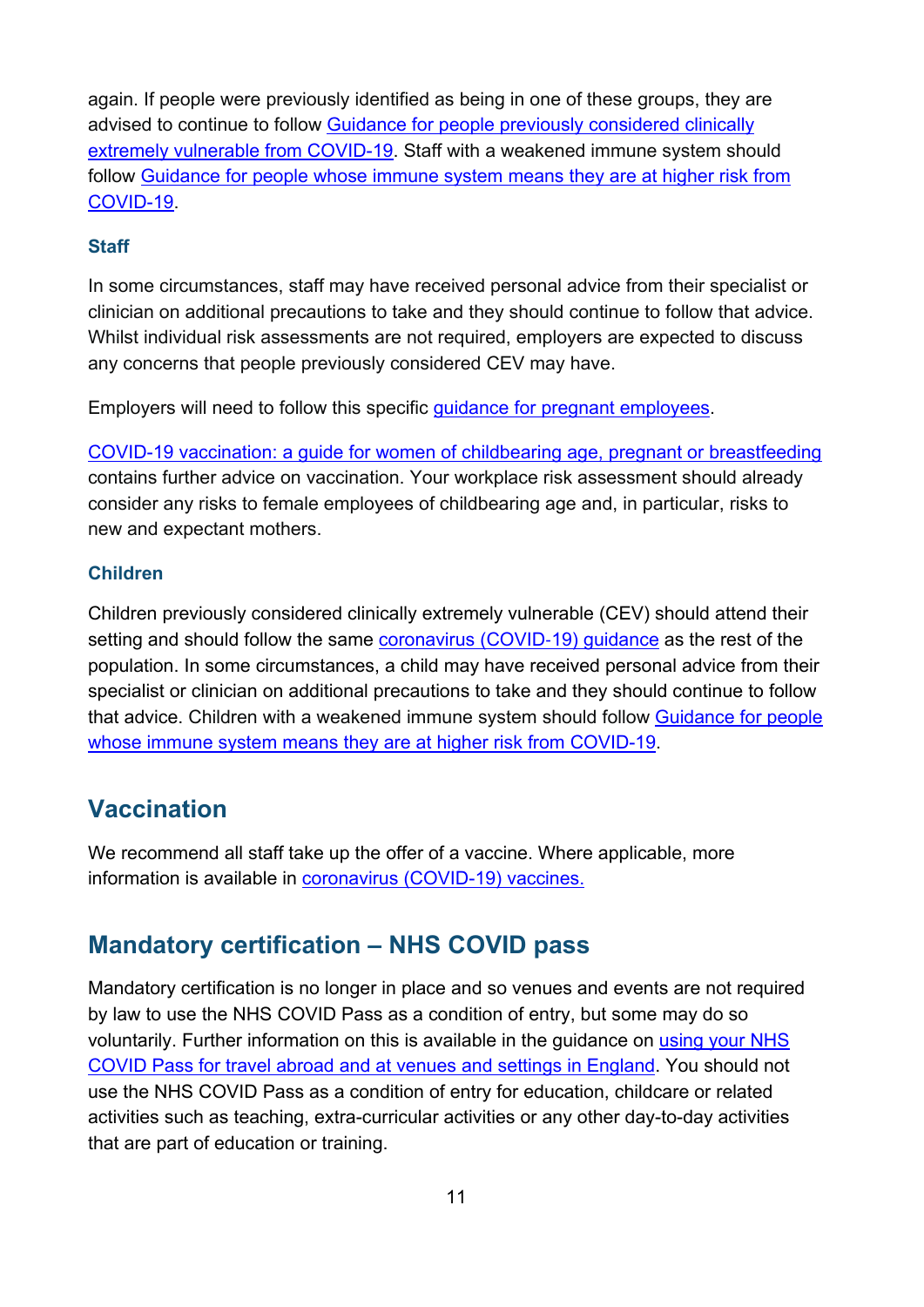again. If people were previously identified as being in one of these groups, they are advised to continue to follow [Guidance for people previously considered clinically extremely vulnerable from COVID-19](). Staff with a weakened immune system should follow [Guidance for people whose immune system means they are at higher risk from COVID-19]().

### Staff

In some circumstances, staff may have received personal advice from their specialist or clinician on additional precautions to take and they should continue to follow that advice. Whilst individual risk assessments are not required, employers are expected to discuss any concerns that people previously considered CEV may have.

Employers will need to follow this specific [guidance for pregnant employees]().

[COVID-19 vaccination: a guide for women of childbearing age, pregnant or breastfeeding]() contains further advice on vaccination. Your workplace risk assessment should already consider any risks to female employees of childbearing age and, in particular, risks to new and expectant mothers.

### Children

Children previously considered clinically extremely vulnerable (CEV) should attend their setting and should follow the same [coronavirus (COVID-19) guidance]() as the rest of the population. In some circumstances, a child may have received personal advice from their specialist or clinician on additional precautions to take and they should continue to follow that advice. Children with a weakened immune system should follow [Guidance for people whose immune system means they are at higher risk from COVID-19]().

## Vaccination

We recommend all staff take up the offer of a vaccine. Where applicable, more information is available in [coronavirus (COVID-19) vaccines.]()

## Mandatory certification – NHS COVID pass

Mandatory certification is no longer in place and so venues and events are not required by law to use the NHS COVID Pass as a condition of entry, but some may do so voluntarily. Further information on this is available in the guidance on [using your NHS COVID Pass for travel abroad and at venues and settings in England](). You should not use the NHS COVID Pass as a condition of entry for education, childcare or related activities such as teaching, extra-curricular activities or any other day-to-day activities that are part of education or training.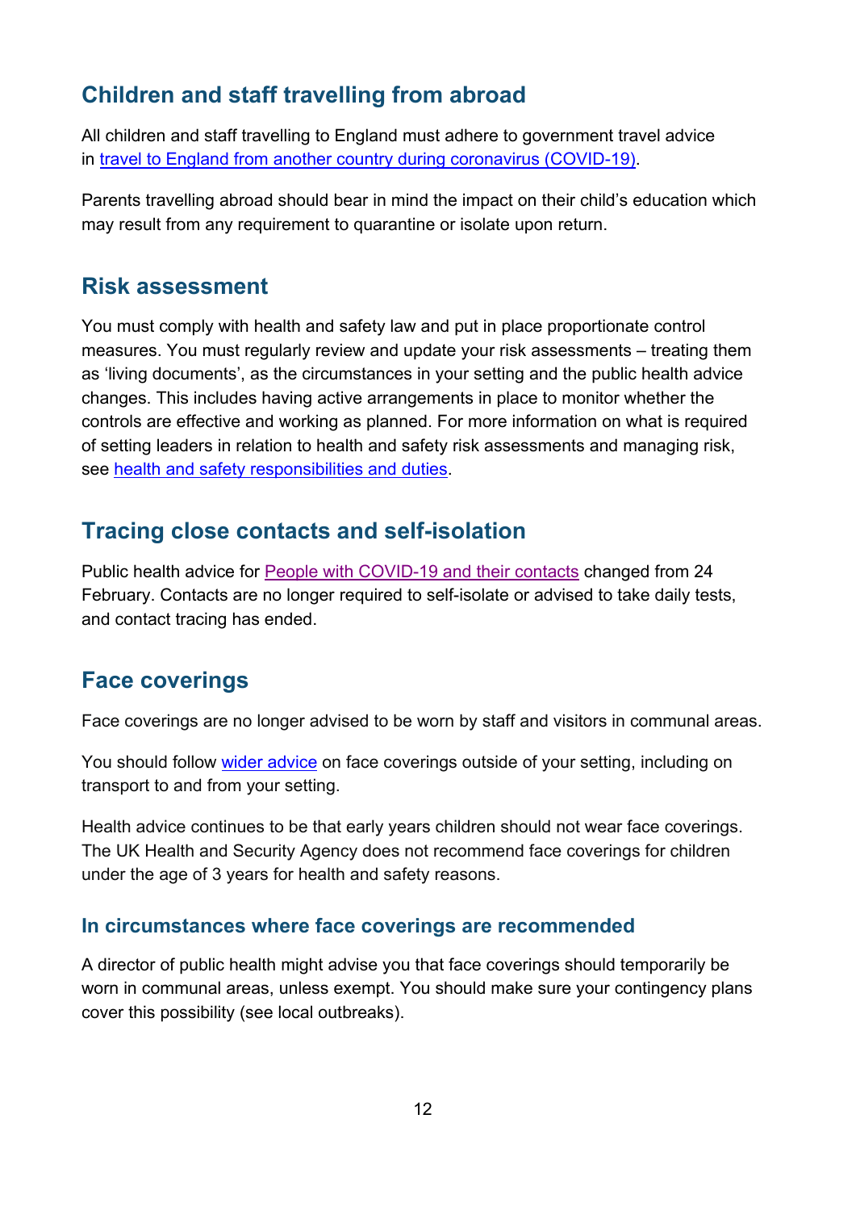## Children and staff travelling from abroad

All children and staff travelling to England must adhere to government travel advice in [travel to England from another country during coronavirus (COVID-19)](#).

Parents travelling abroad should bear in mind the impact on their child's education which may result from any requirement to quarantine or isolate upon return.

## Risk assessment

You must comply with health and safety law and put in place proportionate control measures. You must regularly review and update your risk assessments – treating them as 'living documents', as the circumstances in your setting and the public health advice changes. This includes having active arrangements in place to monitor whether the controls are effective and working as planned. For more information on what is required of setting leaders in relation to health and safety risk assessments and managing risk, see [health and safety responsibilities and duties](#).

## Tracing close contacts and self-isolation

Public health advice for [People with COVID-19 and their contacts](#) changed from 24 February. Contacts are no longer required to self-isolate or advised to take daily tests, and contact tracing has ended.

## Face coverings

Face coverings are no longer advised to be worn by staff and visitors in communal areas.

You should follow [wider advice](#) on face coverings outside of your setting, including on transport to and from your setting.

Health advice continues to be that early years children should not wear face coverings. The UK Health and Security Agency does not recommend face coverings for children under the age of 3 years for health and safety reasons.

### In circumstances where face coverings are recommended

A director of public health might advise you that face coverings should temporarily be worn in communal areas, unless exempt. You should make sure your contingency plans cover this possibility (see local outbreaks).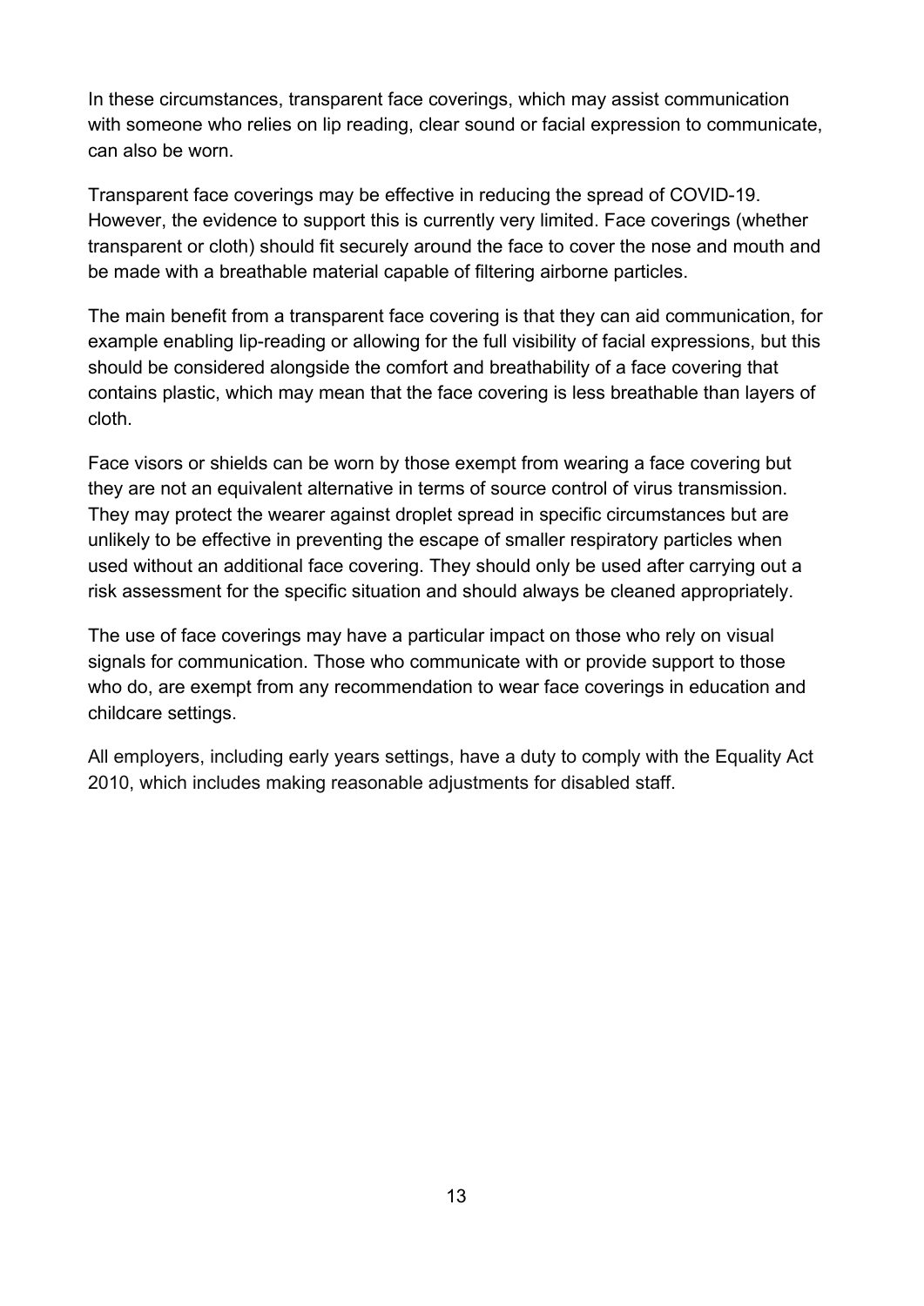In these circumstances, transparent face coverings, which may assist communication with someone who relies on lip reading, clear sound or facial expression to communicate, can also be worn.

Transparent face coverings may be effective in reducing the spread of COVID-19. However, the evidence to support this is currently very limited. Face coverings (whether transparent or cloth) should fit securely around the face to cover the nose and mouth and be made with a breathable material capable of filtering airborne particles.

The main benefit from a transparent face covering is that they can aid communication, for example enabling lip-reading or allowing for the full visibility of facial expressions, but this should be considered alongside the comfort and breathability of a face covering that contains plastic, which may mean that the face covering is less breathable than layers of cloth.

Face visors or shields can be worn by those exempt from wearing a face covering but they are not an equivalent alternative in terms of source control of virus transmission. They may protect the wearer against droplet spread in specific circumstances but are unlikely to be effective in preventing the escape of smaller respiratory particles when used without an additional face covering. They should only be used after carrying out a risk assessment for the specific situation and should always be cleaned appropriately.

The use of face coverings may have a particular impact on those who rely on visual signals for communication. Those who communicate with or provide support to those who do, are exempt from any recommendation to wear face coverings in education and childcare settings.

All employers, including early years settings, have a duty to comply with the Equality Act 2010, which includes making reasonable adjustments for disabled staff.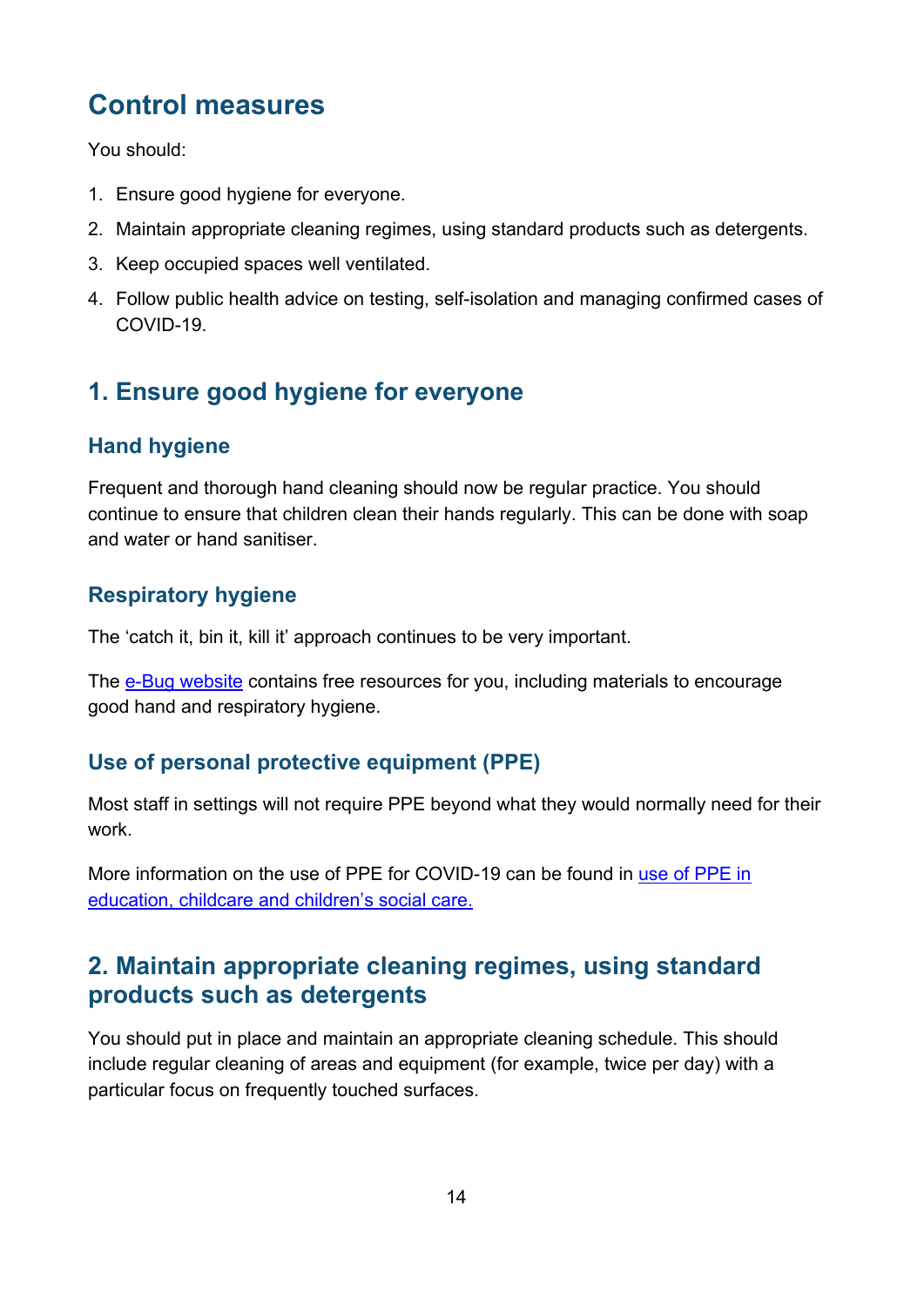# Control measures

You should:

1. Ensure good hygiene for everyone.
2. Maintain appropriate cleaning regimes, using standard products such as detergents.
3. Keep occupied spaces well ventilated.
4. Follow public health advice on testing, self-isolation and managing confirmed cases of COVID-19.

## 1. Ensure good hygiene for everyone

### Hand hygiene

Frequent and thorough hand cleaning should now be regular practice. You should continue to ensure that children clean their hands regularly. This can be done with soap and water or hand sanitiser.

### Respiratory hygiene

The 'catch it, bin it, kill it' approach continues to be very important.

The e-Bug website contains free resources for you, including materials to encourage good hand and respiratory hygiene.

### Use of personal protective equipment (PPE)

Most staff in settings will not require PPE beyond what they would normally need for their work.

More information on the use of PPE for COVID-19 can be found in use of PPE in education, childcare and children's social care.

## 2. Maintain appropriate cleaning regimes, using standard products such as detergents

You should put in place and maintain an appropriate cleaning schedule. This should include regular cleaning of areas and equipment (for example, twice per day) with a particular focus on frequently touched surfaces.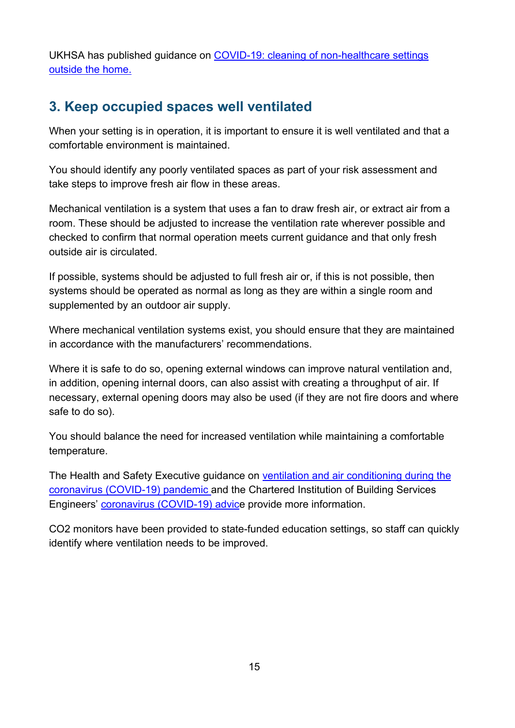UKHSA has published guidance on [COVID-19: cleaning of non-healthcare settings outside the home.]()

## 3. Keep occupied spaces well ventilated

When your setting is in operation, it is important to ensure it is well ventilated and that a comfortable environment is maintained.

You should identify any poorly ventilated spaces as part of your risk assessment and take steps to improve fresh air flow in these areas.

Mechanical ventilation is a system that uses a fan to draw fresh air, or extract air from a room. These should be adjusted to increase the ventilation rate wherever possible and checked to confirm that normal operation meets current guidance and that only fresh outside air is circulated.

If possible, systems should be adjusted to full fresh air or, if this is not possible, then systems should be operated as normal as long as they are within a single room and supplemented by an outdoor air supply.

Where mechanical ventilation systems exist, you should ensure that they are maintained in accordance with the manufacturers' recommendations.

Where it is safe to do so, opening external windows can improve natural ventilation and, in addition, opening internal doors, can also assist with creating a throughput of air. If necessary, external opening doors may also be used (if they are not fire doors and where safe to do so).

You should balance the need for increased ventilation while maintaining a comfortable temperature.

The Health and Safety Executive guidance on [ventilation and air conditioning during the coronavirus (COVID-19) pandemic]() and the Chartered Institution of Building Services Engineers' [coronavirus (COVID-19) advice]() provide more information.

$CO_2$ monitors have been provided to state-funded education settings, so staff can quickly identify where ventilation needs to be improved.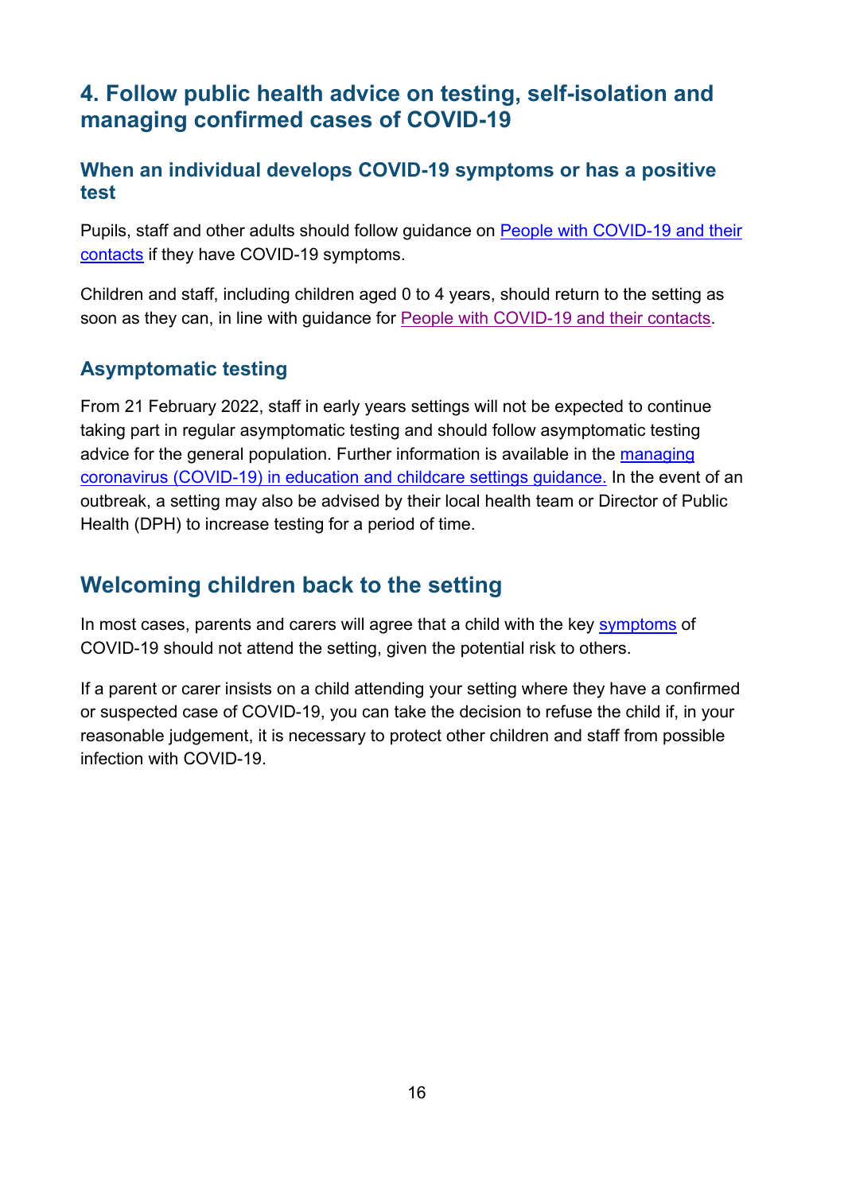## 4. Follow public health advice on testing, self-isolation and managing confirmed cases of COVID-19

### When an individual develops COVID-19 symptoms or has a positive test

Pupils, staff and other adults should follow guidance on People with COVID-19 and their contacts if they have COVID-19 symptoms.

Children and staff, including children aged 0 to 4 years, should return to the setting as soon as they can, in line with guidance for People with COVID-19 and their contacts.

### Asymptomatic testing

From 21 February 2022, staff in early years settings will not be expected to continue taking part in regular asymptomatic testing and should follow asymptomatic testing advice for the general population. Further information is available in the managing coronavirus (COVID-19) in education and childcare settings guidance. In the event of an outbreak, a setting may also be advised by their local health team or Director of Public Health (DPH) to increase testing for a period of time.

## Welcoming children back to the setting

In most cases, parents and carers will agree that a child with the key symptoms of COVID-19 should not attend the setting, given the potential risk to others.

If a parent or carer insists on a child attending your setting where they have a confirmed or suspected case of COVID-19, you can take the decision to refuse the child if, in your reasonable judgement, it is necessary to protect other children and staff from possible infection with COVID-19.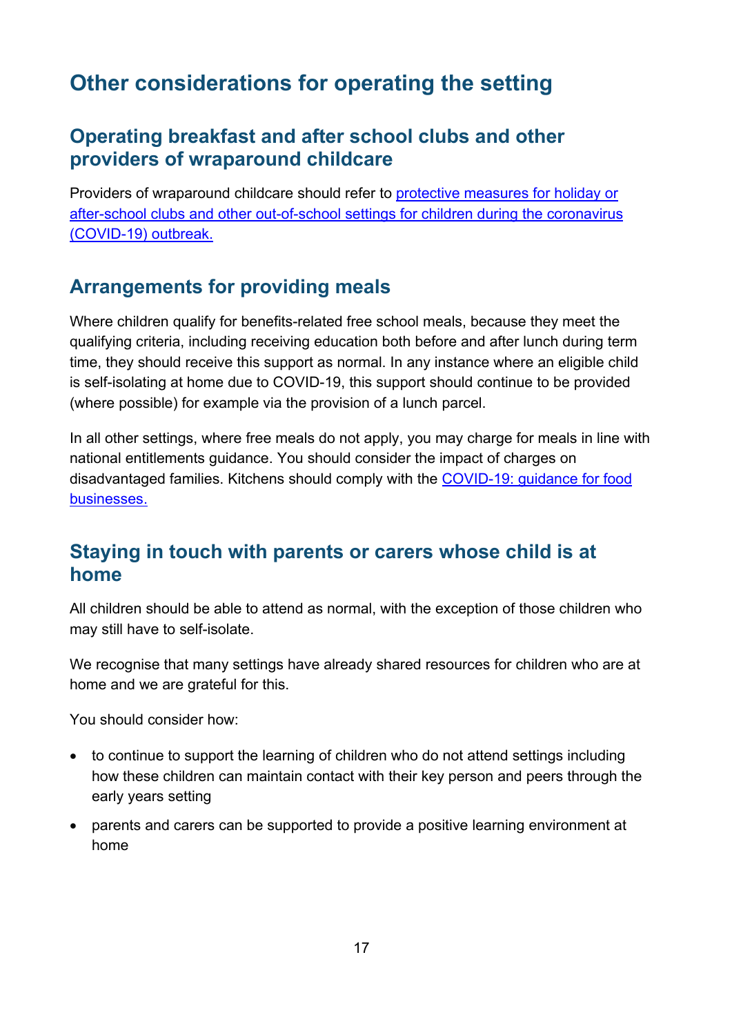# Other considerations for operating the setting

## Operating breakfast and after school clubs and other providers of wraparound childcare

Providers of wraparound childcare should refer to [protective measures for holiday or after-school clubs and other out-of-school settings for children during the coronavirus (COVID-19) outbreak.]()

## Arrangements for providing meals

Where children qualify for benefits-related free school meals, because they meet the qualifying criteria, including receiving education both before and after lunch during term time, they should receive this support as normal. In any instance where an eligible child is self-isolating at home due to COVID-19, this support should continue to be provided (where possible) for example via the provision of a lunch parcel.

In all other settings, where free meals do not apply, you may charge for meals in line with national entitlements guidance. You should consider the impact of charges on disadvantaged families. Kitchens should comply with the [COVID-19: guidance for food businesses.]()

## Staying in touch with parents or carers whose child is at home

All children should be able to attend as normal, with the exception of those children who may still have to self-isolate.

We recognise that many settings have already shared resources for children who are at home and we are grateful for this.

You should consider how:

- to continue to support the learning of children who do not attend settings including how these children can maintain contact with their key person and peers through the early years setting
- parents and carers can be supported to provide a positive learning environment at home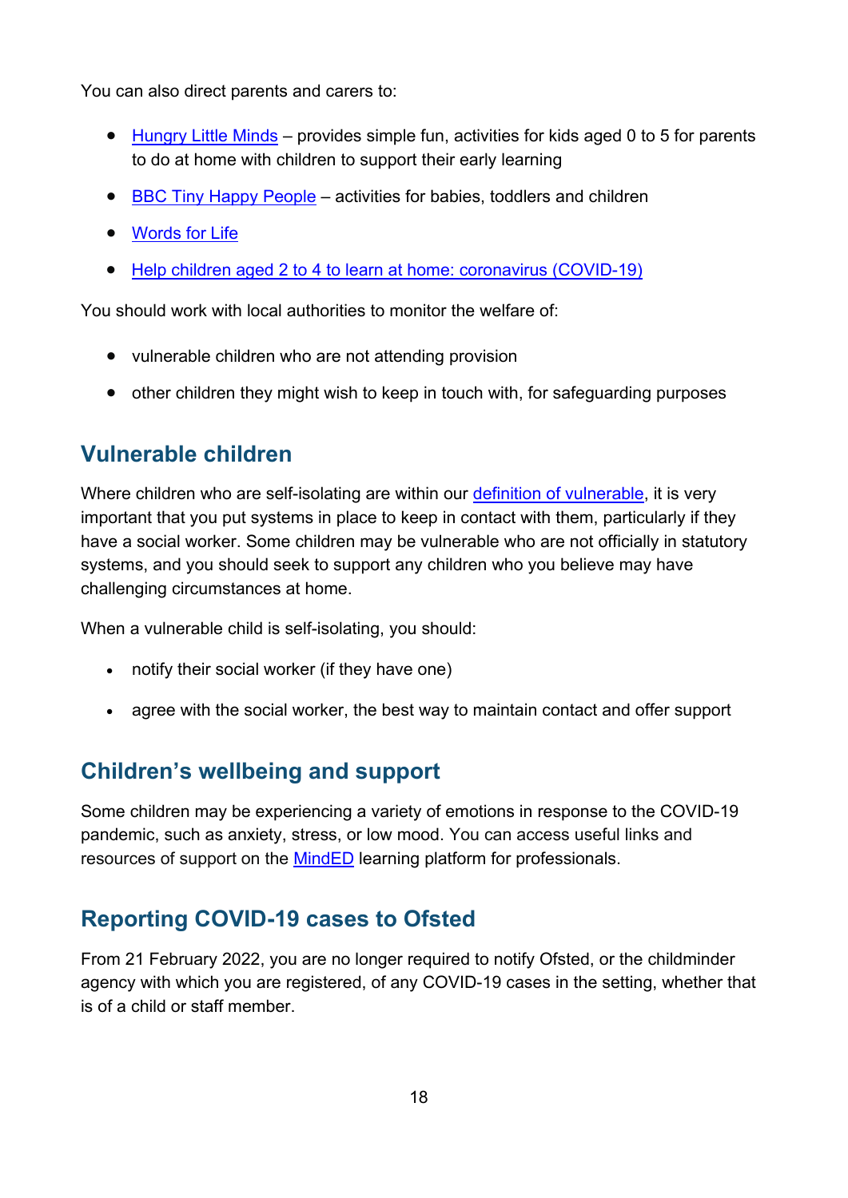You can also direct parents and carers to:

- Hungry Little Minds – provides simple fun, activities for kids aged 0 to 5 for parents to do at home with children to support their early learning
- BBC Tiny Happy People – activities for babies, toddlers and children
- Words for Life
- Help children aged 2 to 4 to learn at home: coronavirus (COVID-19)

You should work with local authorities to monitor the welfare of:

- vulnerable children who are not attending provision
- other children they might wish to keep in touch with, for safeguarding purposes

## Vulnerable children

Where children who are self-isolating are within our definition of vulnerable, it is very important that you put systems in place to keep in contact with them, particularly if they have a social worker. Some children may be vulnerable who are not officially in statutory systems, and you should seek to support any children who you believe may have challenging circumstances at home.

When a vulnerable child is self-isolating, you should:

- notify their social worker (if they have one)
- agree with the social worker, the best way to maintain contact and offer support

## Children's wellbeing and support

Some children may be experiencing a variety of emotions in response to the COVID-19 pandemic, such as anxiety, stress, or low mood. You can access useful links and resources of support on the MindED learning platform for professionals.

## Reporting COVID-19 cases to Ofsted

From 21 February 2022, you are no longer required to notify Ofsted, or the childminder agency with which you are registered, of any COVID-19 cases in the setting, whether that is of a child or staff member.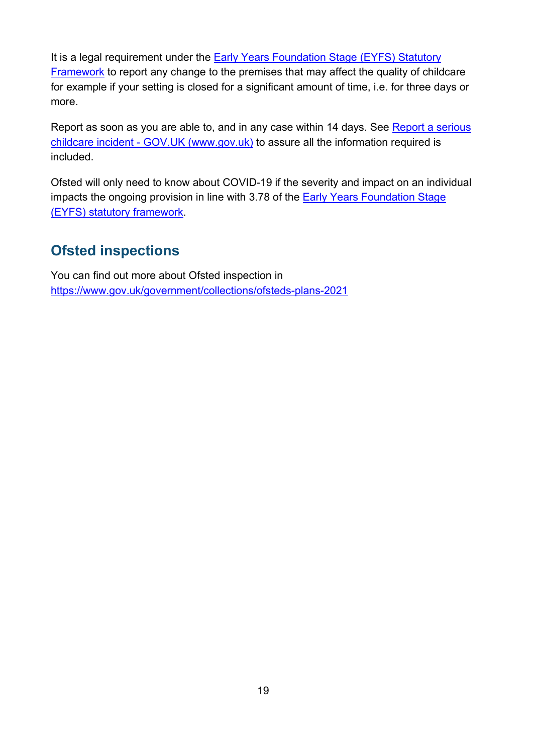It is a legal requirement under the Early Years Foundation Stage (EYFS) Statutory Framework to report any change to the premises that may affect the quality of childcare for example if your setting is closed for a significant amount of time, i.e. for three days or more.

Report as soon as you are able to, and in any case within 14 days. See Report a serious childcare incident - GOV.UK (www.gov.uk) to assure all the information required is included.

Ofsted will only need to know about COVID-19 if the severity and impact on an individual impacts the ongoing provision in line with 3.78 of the Early Years Foundation Stage (EYFS) statutory framework.

## Ofsted inspections

You can find out more about Ofsted inspection in https://www.gov.uk/government/collections/ofsteds-plans-2021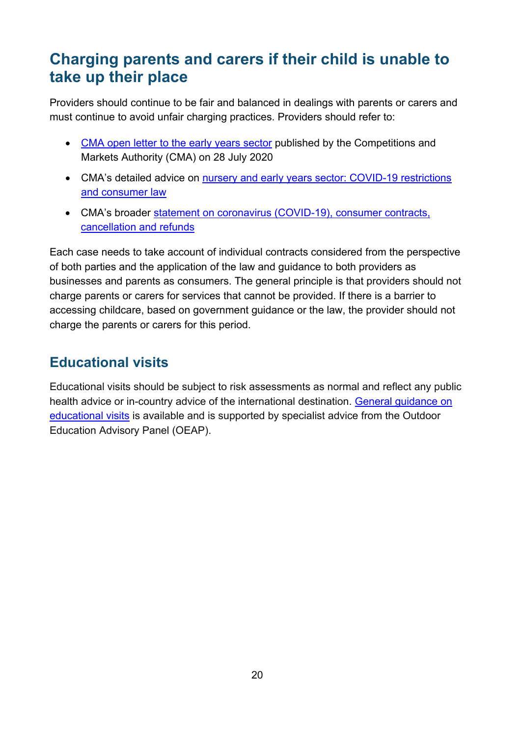## Charging parents and carers if their child is unable to take up their place

Providers should continue to be fair and balanced in dealings with parents or carers and must continue to avoid unfair charging practices. Providers should refer to:

- CMA open letter to the early years sector published by the Competitions and Markets Authority (CMA) on 28 July 2020
- CMA's detailed advice on nursery and early years sector: COVID-19 restrictions and consumer law
- CMA's broader statement on coronavirus (COVID-19), consumer contracts, cancellation and refunds

Each case needs to take account of individual contracts considered from the perspective of both parties and the application of the law and guidance to both providers as businesses and parents as consumers. The general principle is that providers should not charge parents or carers for services that cannot be provided. If there is a barrier to accessing childcare, based on government guidance or the law, the provider should not charge the parents or carers for this period.

## Educational visits

Educational visits should be subject to risk assessments as normal and reflect any public health advice or in-country advice of the international destination. General guidance on educational visits is available and is supported by specialist advice from the Outdoor Education Advisory Panel (OEAP).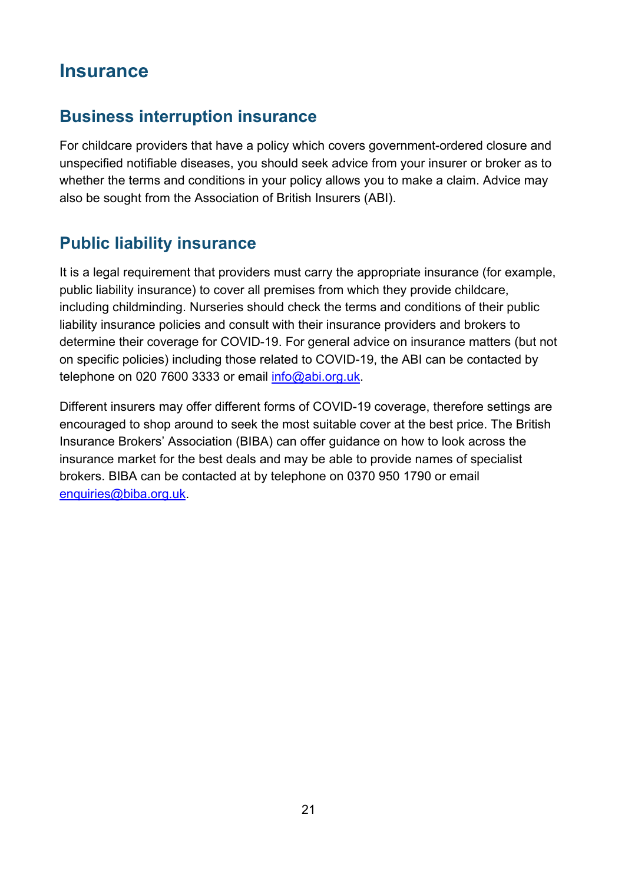# Insurance

## Business interruption insurance

For childcare providers that have a policy which covers government-ordered closure and unspecified notifiable diseases, you should seek advice from your insurer or broker as to whether the terms and conditions in your policy allows you to make a claim. Advice may also be sought from the Association of British Insurers (ABI).

## Public liability insurance

It is a legal requirement that providers must carry the appropriate insurance (for example, public liability insurance) to cover all premises from which they provide childcare, including childminding. Nurseries should check the terms and conditions of their public liability insurance policies and consult with their insurance providers and brokers to determine their coverage for COVID-19. For general advice on insurance matters (but not on specific policies) including those related to COVID-19, the ABI can be contacted by telephone on 020 7600 3333 or email info@abi.org.uk.

Different insurers may offer different forms of COVID-19 coverage, therefore settings are encouraged to shop around to seek the most suitable cover at the best price. The British Insurance Brokers' Association (BIBA) can offer guidance on how to look across the insurance market for the best deals and may be able to provide names of specialist brokers. BIBA can be contacted at by telephone on 0370 950 1790 or email enquiries@biba.org.uk.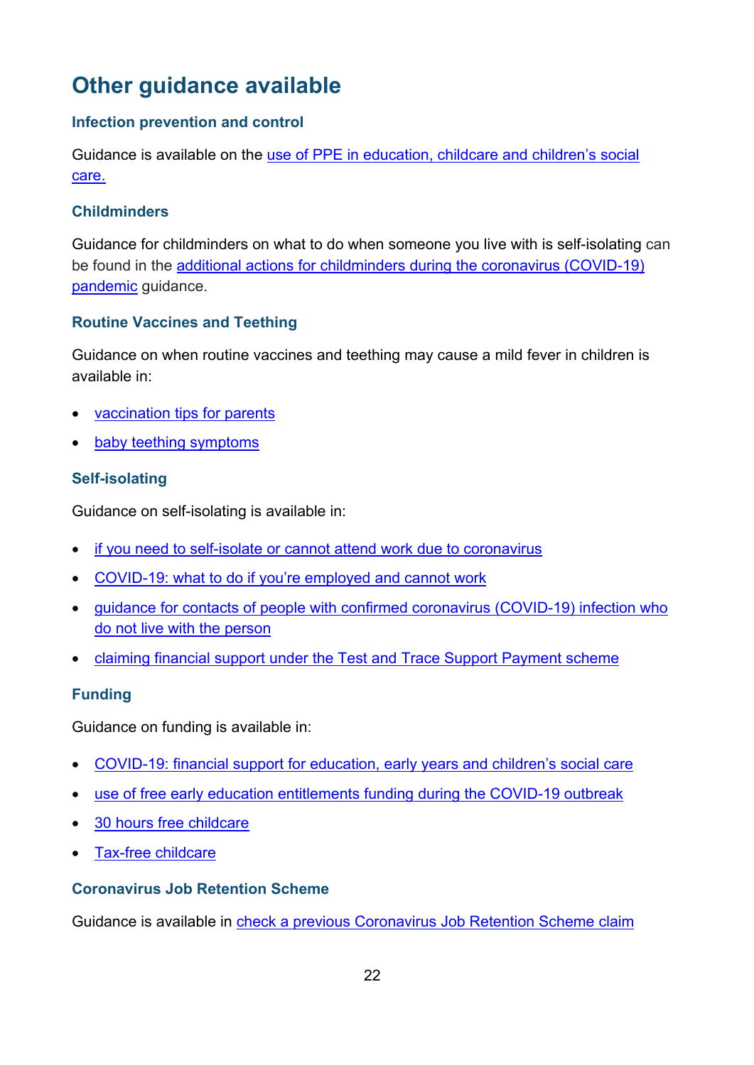# Other guidance available

### Infection prevention and control

Guidance is available on the use of PPE in education, childcare and children's social care.

### Childminders

Guidance for childminders on what to do when someone you live with is self-isolating can be found in the additional actions for childminders during the coronavirus (COVID-19) pandemic guidance.

### Routine Vaccines and Teething

Guidance on when routine vaccines and teething may cause a mild fever in children is available in:

- vaccination tips for parents
- baby teething symptoms

### Self-isolating

Guidance on self-isolating is available in:

- if you need to self-isolate or cannot attend work due to coronavirus
- COVID-19: what to do if you're employed and cannot work
- guidance for contacts of people with confirmed coronavirus (COVID-19) infection who do not live with the person
- claiming financial support under the Test and Trace Support Payment scheme

### Funding

Guidance on funding is available in:

- COVID-19: financial support for education, early years and children's social care
- use of free early education entitlements funding during the COVID-19 outbreak
- 30 hours free childcare
- Tax-free childcare

### Coronavirus Job Retention Scheme

Guidance is available in check a previous Coronavirus Job Retention Scheme claim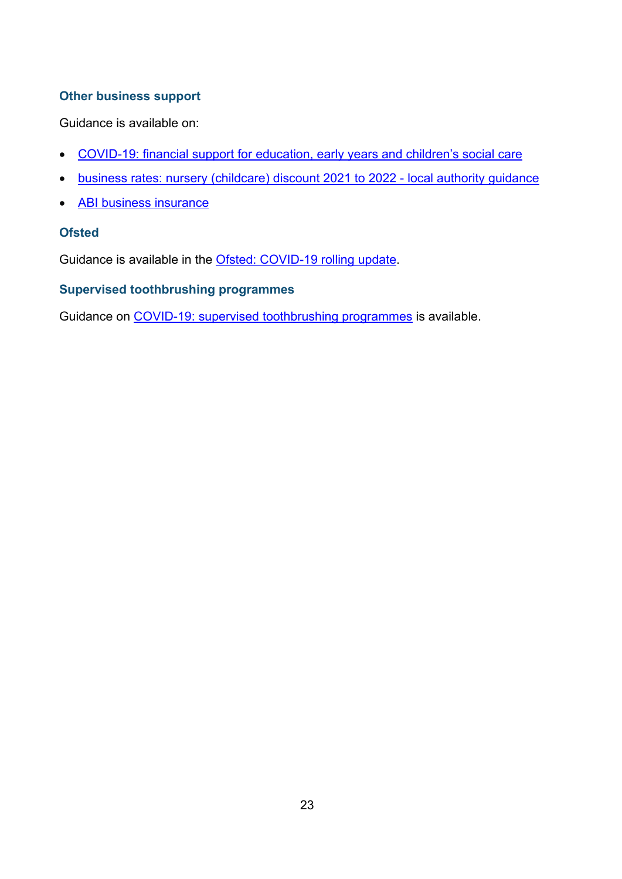### Other business support

Guidance is available on:

- COVID-19: financial support for education, early years and children's social care
- business rates: nursery (childcare) discount 2021 to 2022 - local authority guidance
- ABI business insurance

### Ofsted

Guidance is available in the Ofsted: COVID-19 rolling update.

### Supervised toothbrushing programmes

Guidance on COVID-19: supervised toothbrushing programmes is available.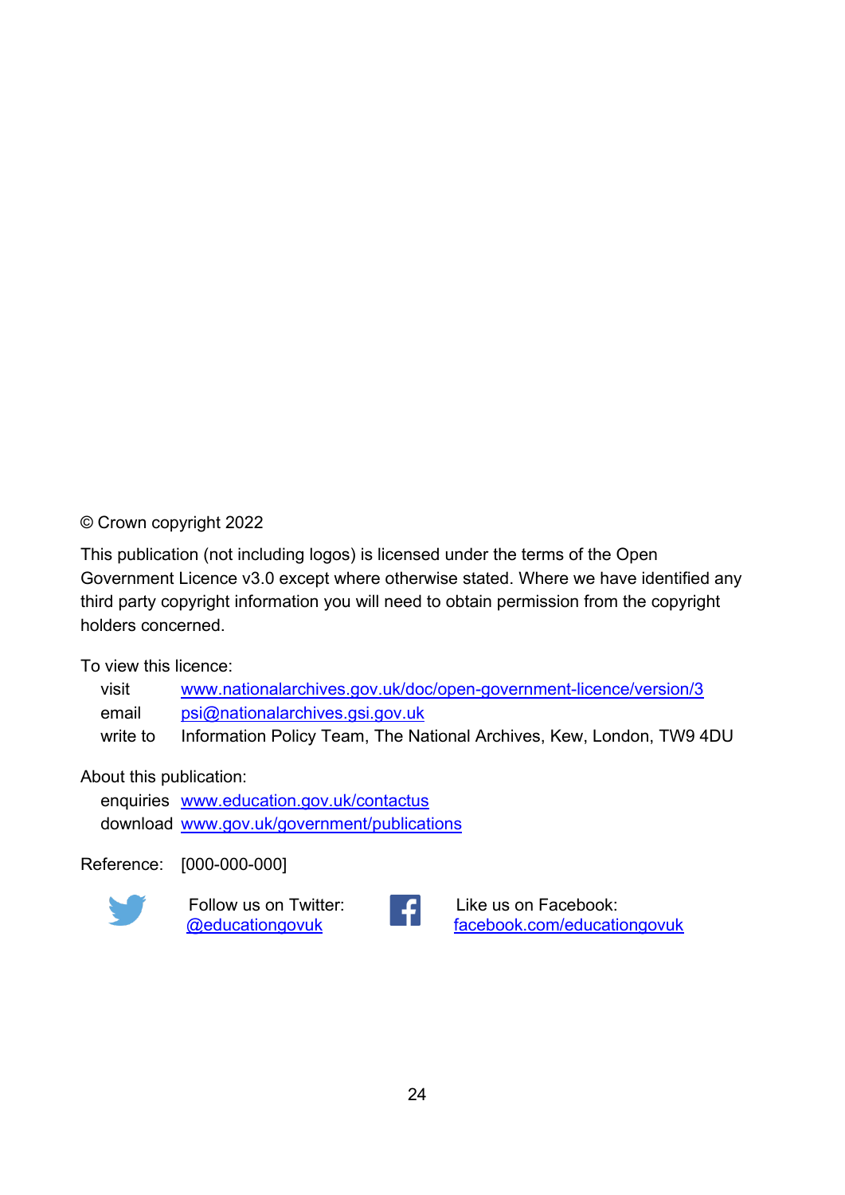© Crown copyright 2022

This publication (not including logos) is licensed under the terms of the Open Government Licence v3.0 except where otherwise stated. Where we have identified any third party copyright information you will need to obtain permission from the copyright holders concerned.

To view this licence:

visit [www.nationalarchives.gov.uk/doc/open-government-licence/version/3](http://www.nationalarchives.gov.uk/doc/open-government-licence/version/3)
email [psi@nationalarchives.gsi.gov.uk](mailto:psi@nationalarchives.gsi.gov.uk)
write to Information Policy Team, The National Archives, Kew, London, TW9 4DU

About this publication:

enquiries [www.education.gov.uk/contactus](http://www.education.gov.uk/contactus)
download [www.gov.uk/government/publications](http://www.gov.uk/government/publications)

Reference: [000-000-000]

Follow us on Twitter: [@educationgovuk](http://twitter.com/educationgovuk)

Like us on Facebook: [facebook.com/educationgovuk](http://www.facebook.com/educationgovuk)